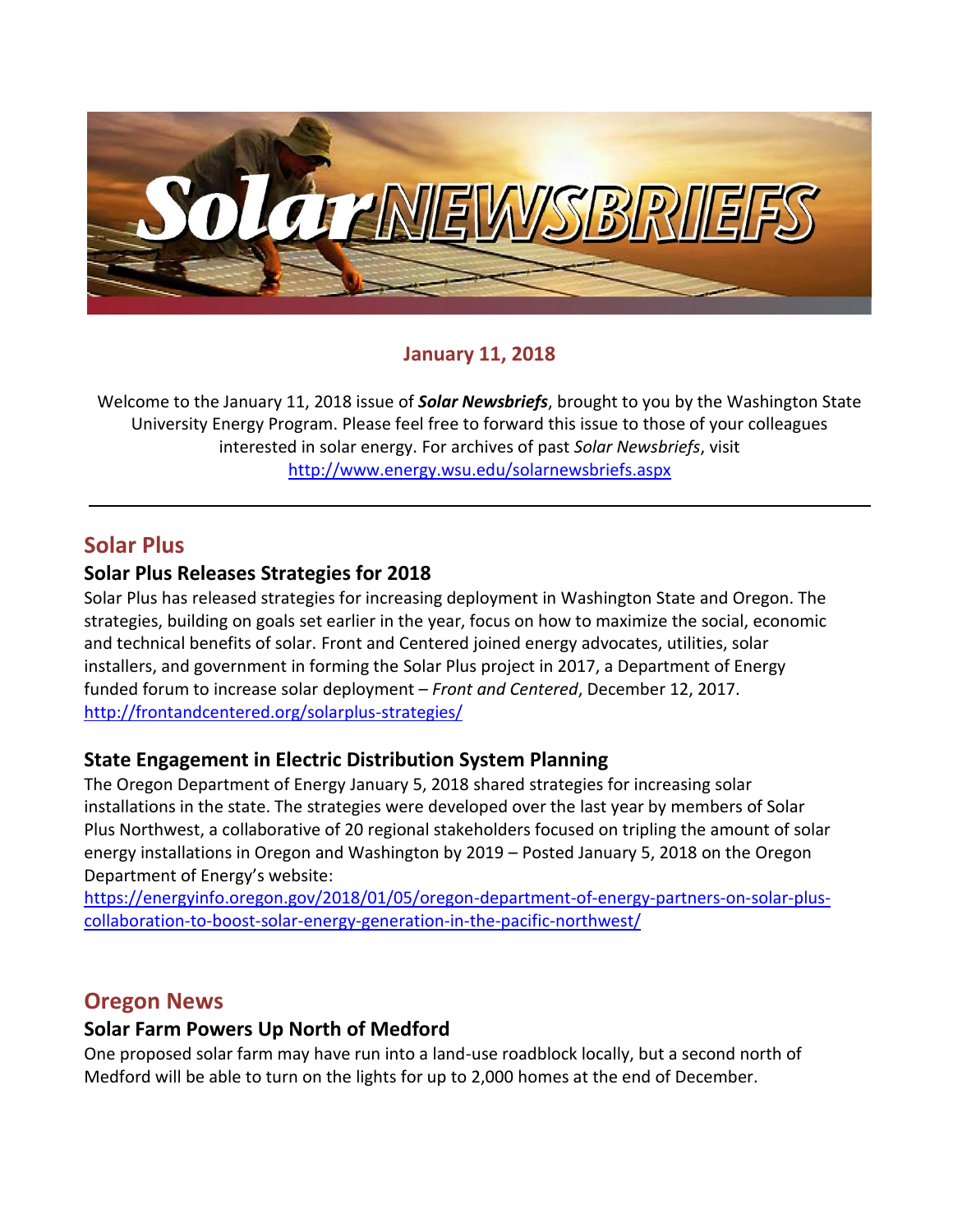# Solar NEWSBRIEFS

**January 11, 2018**

Welcome to the January 11, 2018 issue of ***Solar Newsbriefs***, brought to you by the Washington State University Energy Program. Please feel free to forward this issue to those of your colleagues interested in solar energy. For archives of past *Solar Newsbriefs*, visit http://www.energy.wsu.edu/solarnewsbriefs.aspx

---

## Solar Plus

### Solar Plus Releases Strategies for 2018

Solar Plus has released strategies for increasing deployment in Washington State and Oregon. The strategies, building on goals set earlier in the year, focus on how to maximize the social, economic and technical benefits of solar. Front and Centered joined energy advocates, utilities, solar installers, and government in forming the Solar Plus project in 2017, a Department of Energy funded forum to increase solar deployment – *Front and Centered*, December 12, 2017.
http://frontandcentered.org/solarplus-strategies/

### State Engagement in Electric Distribution System Planning

The Oregon Department of Energy January 5, 2018 shared strategies for increasing solar installations in the state. The strategies were developed over the last year by members of Solar Plus Northwest, a collaborative of 20 regional stakeholders focused on tripling the amount of solar energy installations in Oregon and Washington by 2019 – Posted January 5, 2018 on the Oregon Department of Energy's website:
https://energyinfo.oregon.gov/2018/01/05/oregon-department-of-energy-partners-on-solar-plus-collaboration-to-boost-solar-energy-generation-in-the-pacific-northwest/

## Oregon News

### Solar Farm Powers Up North of Medford

One proposed solar farm may have run into a land-use roadblock locally, but a second north of Medford will be able to turn on the lights for up to 2,000 homes at the end of December.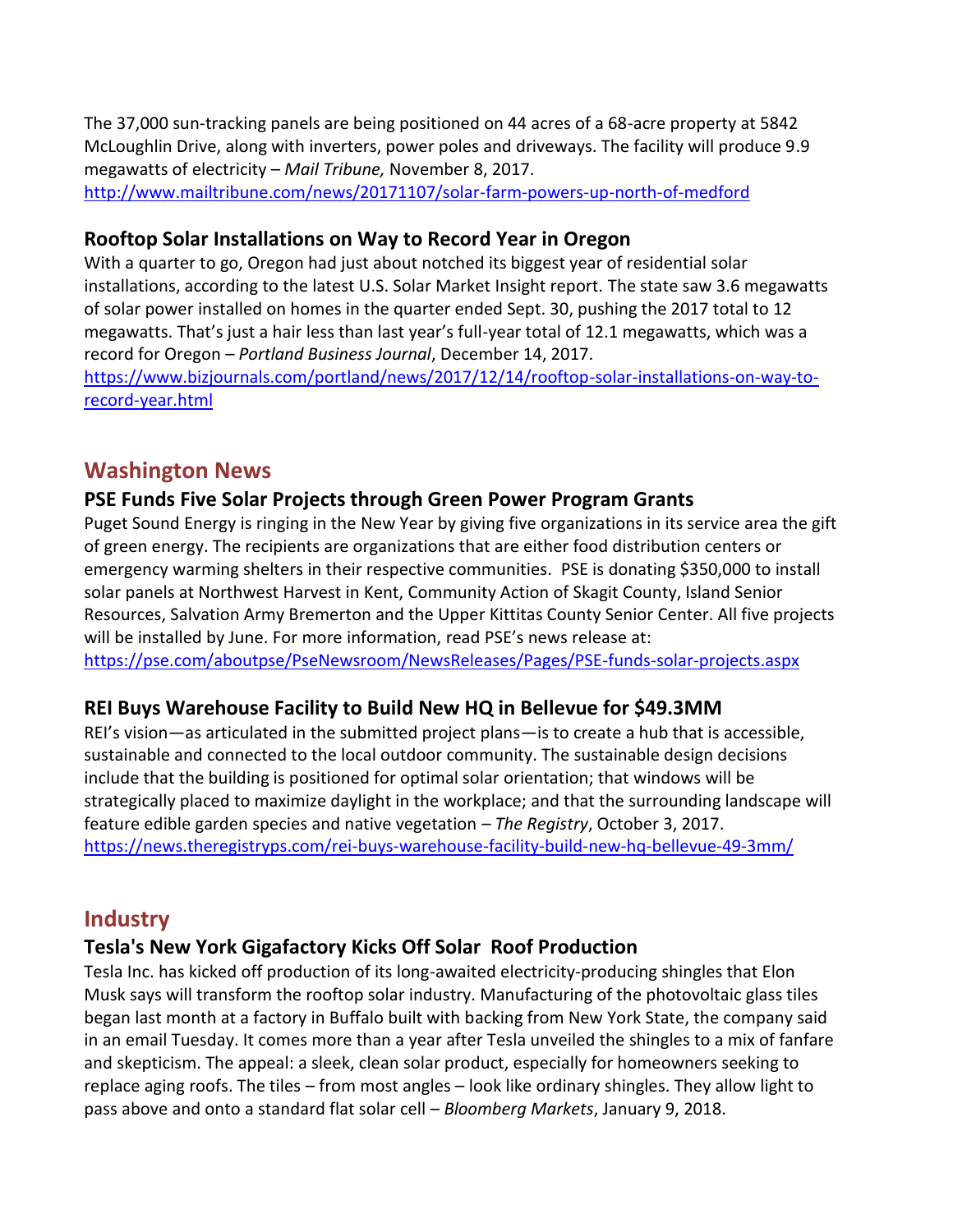The 37,000 sun-tracking panels are being positioned on 44 acres of a 68-acre property at 5842 McLoughlin Drive, along with inverters, power poles and driveways. The facility will produce 9.9 megawatts of electricity – *Mail Tribune,* November 8, 2017.
http://www.mailtribune.com/news/20171107/solar-farm-powers-up-north-of-medford

### Rooftop Solar Installations on Way to Record Year in Oregon

With a quarter to go, Oregon had just about notched its biggest year of residential solar installations, according to the latest U.S. Solar Market Insight report. The state saw 3.6 megawatts of solar power installed on homes in the quarter ended Sept. 30, pushing the 2017 total to 12 megawatts. That's just a hair less than last year's full-year total of 12.1 megawatts, which was a record for Oregon – *Portland Business Journal*, December 14, 2017.
https://www.bizjournals.com/portland/news/2017/12/14/rooftop-solar-installations-on-way-to-record-year.html

## Washington News

### PSE Funds Five Solar Projects through Green Power Program Grants

Puget Sound Energy is ringing in the New Year by giving five organizations in its service area the gift of green energy. The recipients are organizations that are either food distribution centers or emergency warming shelters in their respective communities. PSE is donating $350,000 to install solar panels at Northwest Harvest in Kent, Community Action of Skagit County, Island Senior Resources, Salvation Army Bremerton and the Upper Kittitas County Senior Center. All five projects will be installed by June. For more information, read PSE's news release at:
https://pse.com/aboutpse/PseNewsroom/NewsReleases/Pages/PSE-funds-solar-projects.aspx

### REI Buys Warehouse Facility to Build New HQ in Bellevue for $49.3MM

REI's vision—as articulated in the submitted project plans—is to create a hub that is accessible, sustainable and connected to the local outdoor community. The sustainable design decisions include that the building is positioned for optimal solar orientation; that windows will be strategically placed to maximize daylight in the workplace; and that the surrounding landscape will feature edible garden species and native vegetation – *The Registry*, October 3, 2017.
https://news.theregistryps.com/rei-buys-warehouse-facility-build-new-hq-bellevue-49-3mm/

## Industry

### Tesla's New York Gigafactory Kicks Off Solar Roof Production

Tesla Inc. has kicked off production of its long-awaited electricity-producing shingles that Elon Musk says will transform the rooftop solar industry. Manufacturing of the photovoltaic glass tiles began last month at a factory in Buffalo built with backing from New York State, the company said in an email Tuesday. It comes more than a year after Tesla unveiled the shingles to a mix of fanfare and skepticism. The appeal: a sleek, clean solar product, especially for homeowners seeking to replace aging roofs. The tiles – from most angles – look like ordinary shingles. They allow light to pass above and onto a standard flat solar cell – *Bloomberg Markets*, January 9, 2018.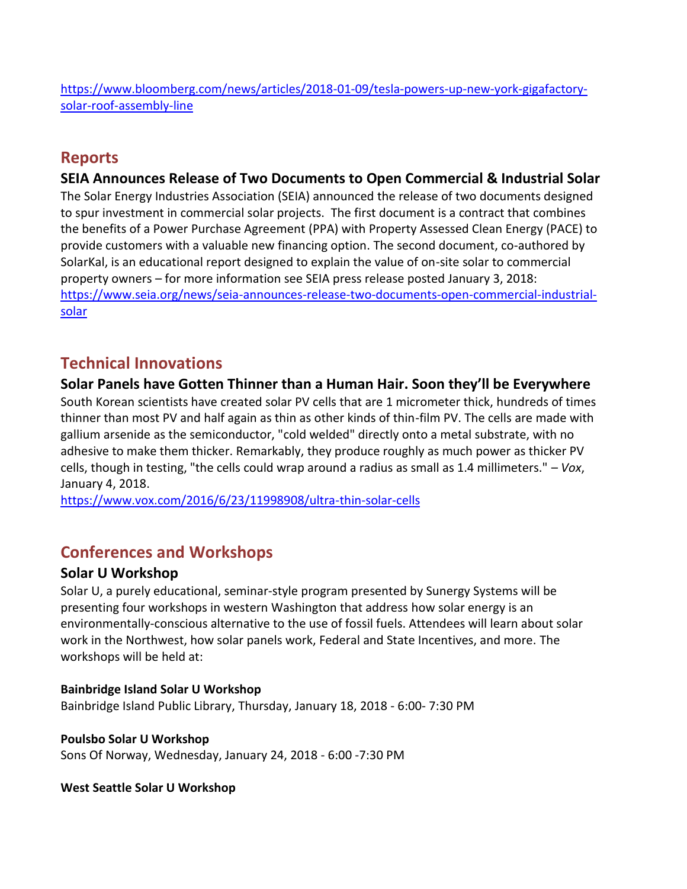https://www.bloomberg.com/news/articles/2018-01-09/tesla-powers-up-new-york-gigafactory-solar-roof-assembly-line

## Reports

### SEIA Announces Release of Two Documents to Open Commercial & Industrial Solar

The Solar Energy Industries Association (SEIA) announced the release of two documents designed to spur investment in commercial solar projects. The first document is a contract that combines the benefits of a Power Purchase Agreement (PPA) with Property Assessed Clean Energy (PACE) to provide customers with a valuable new financing option. The second document, co-authored by SolarKal, is an educational report designed to explain the value of on-site solar to commercial property owners – for more information see SEIA press release posted January 3, 2018: https://www.seia.org/news/seia-announces-release-two-documents-open-commercial-industrial-solar

## Technical Innovations

### Solar Panels have Gotten Thinner than a Human Hair. Soon they'll be Everywhere

South Korean scientists have created solar PV cells that are 1 micrometer thick, hundreds of times thinner than most PV and half again as thin as other kinds of thin-film PV. The cells are made with gallium arsenide as the semiconductor, "cold welded" directly onto a metal substrate, with no adhesive to make them thicker. Remarkably, they produce roughly as much power as thicker PV cells, though in testing, "the cells could wrap around a radius as small as 1.4 millimeters." – *Vox*, January 4, 2018.
https://www.vox.com/2016/6/23/11998908/ultra-thin-solar-cells

## Conferences and Workshops

### Solar U Workshop

Solar U, a purely educational, seminar-style program presented by Sunergy Systems will be presenting four workshops in western Washington that address how solar energy is an environmentally-conscious alternative to the use of fossil fuels. Attendees will learn about solar work in the Northwest, how solar panels work, Federal and State Incentives, and more. The workshops will be held at:

**Bainbridge Island Solar U Workshop**
Bainbridge Island Public Library, Thursday, January 18, 2018 - 6:00- 7:30 PM

**Poulsbo Solar U Workshop**
Sons Of Norway, Wednesday, January 24, 2018 - 6:00 -7:30 PM

**West Seattle Solar U Workshop**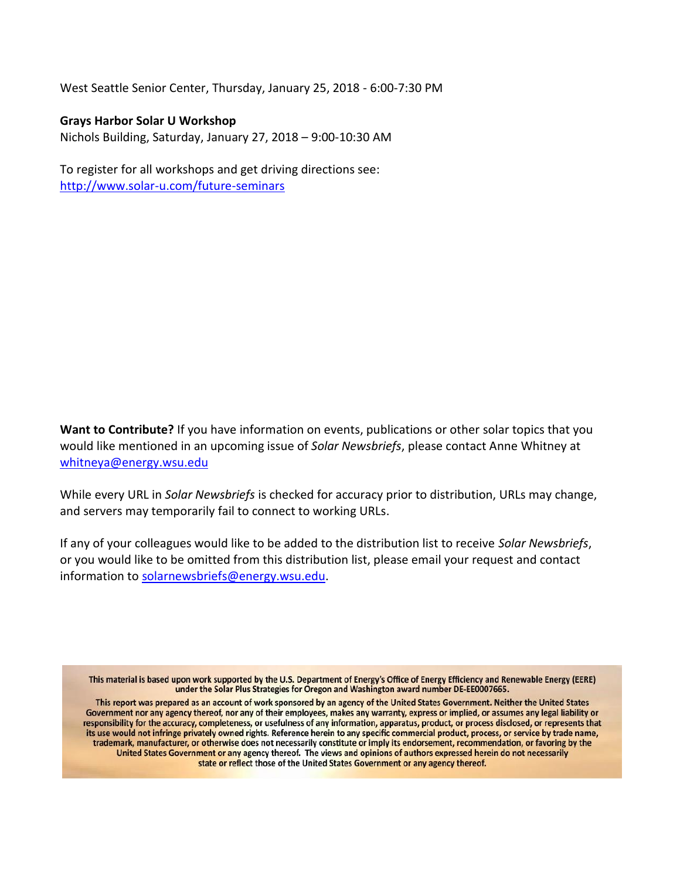West Seattle Senior Center, Thursday, January 25, 2018 - 6:00-7:30 PM

**Grays Harbor Solar U Workshop**
Nichols Building, Saturday, January 27, 2018 – 9:00-10:30 AM

To register for all workshops and get driving directions see:
http://www.solar-u.com/future-seminars

**Want to Contribute?** If you have information on events, publications or other solar topics that you would like mentioned in an upcoming issue of *Solar Newsbriefs*, please contact Anne Whitney at whitneya@energy.wsu.edu

While every URL in *Solar Newsbriefs* is checked for accuracy prior to distribution, URLs may change, and servers may temporarily fail to connect to working URLs.

If any of your colleagues would like to be added to the distribution list to receive *Solar Newsbriefs*, or you would like to be omitted from this distribution list, please email your request and contact information to solarnewsbriefs@energy.wsu.edu.

This material is based upon work supported by the U.S. Department of Energy's Office of Energy Efficiency and Renewable Energy (EERE) under the Solar Plus Strategies for Oregon and Washington award number DE-EE0007665.

This report was prepared as an account of work sponsored by an agency of the United States Government. Neither the United States Government nor any agency thereof, nor any of their employees, makes any warranty, express or implied, or assumes any legal liability or responsibility for the accuracy, completeness, or usefulness of any information, apparatus, product, or process disclosed, or represents that its use would not infringe privately owned rights. Reference herein to any specific commercial product, process, or service by trade name, trademark, manufacturer, or otherwise does not necessarily constitute or imply its endorsement, recommendation, or favoring by the United States Government or any agency thereof. The views and opinions of authors expressed herein do not necessarily state or reflect those of the United States Government or any agency thereof.